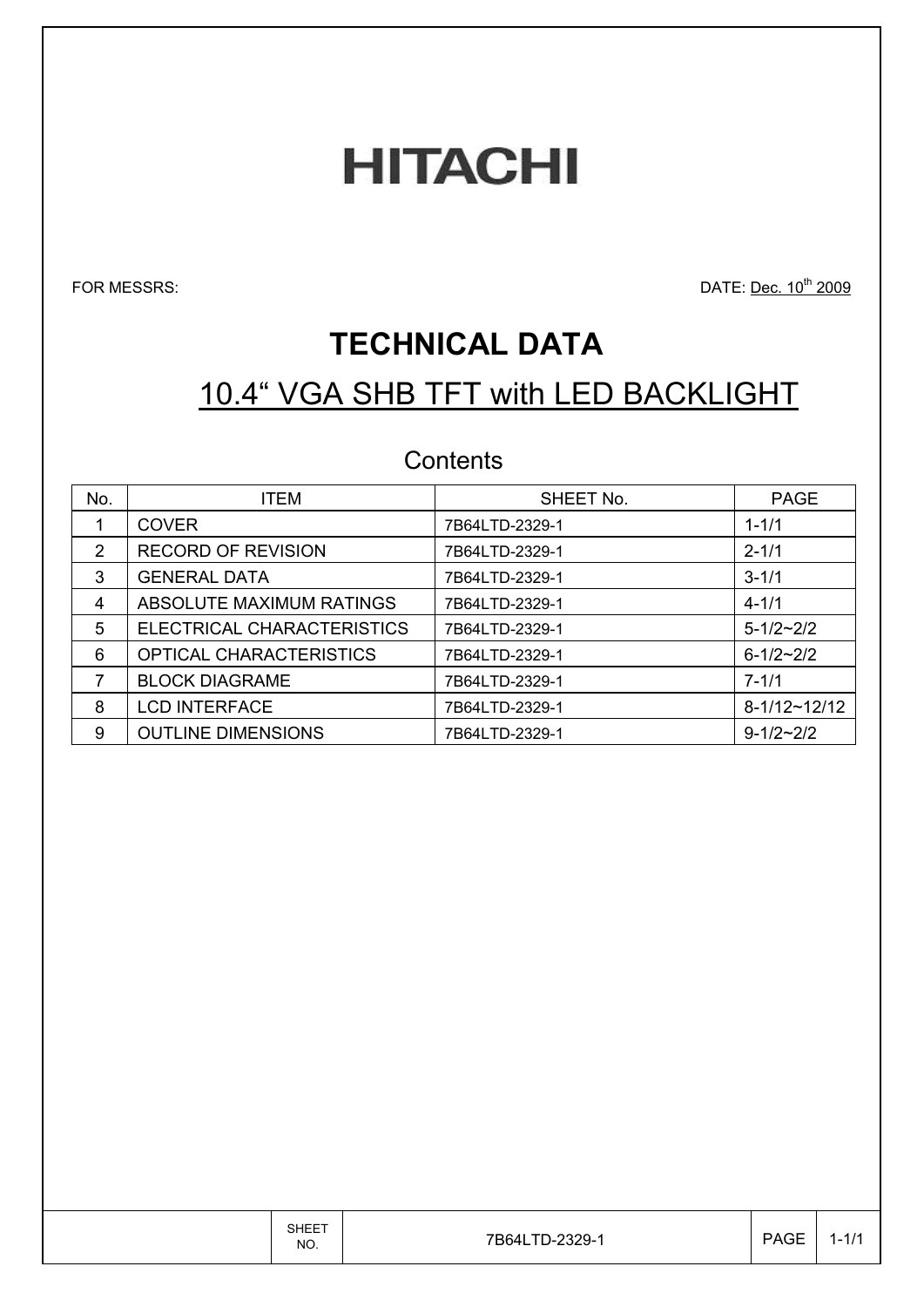# HITACHI

FOR MESSRS: DATE: Dec. 10th 2009

# TECHNICAL DATA

## 10.4" VGA SHB TFT with LED BACKLIGHT

### Contents

| No. | ITEM | SHEET No. | PAGE |
|---|---|---|---|
| 1 | COVER | 7B64LTD-2329-1 | 1-1/1 |
| 2 | RECORD OF REVISION | 7B64LTD-2329-1 | 2-1/1 |
| 3 | GENERAL DATA | 7B64LTD-2329-1 | 3-1/1 |
| 4 | ABSOLUTE MAXIMUM RATINGS | 7B64LTD-2329-1 | 4-1/1 |
| 5 | ELECTRICAL CHARACTERISTICS | 7B64LTD-2329-1 | 5-1/2~2/2 |
| 6 | OPTICAL CHARACTERISTICS | 7B64LTD-2329-1 | 6-1/2~2/2 |
| 7 | BLOCK DIAGRAME | 7B64LTD-2329-1 | 7-1/1 |
| 8 | LCD INTERFACE | 7B64LTD-2329-1 | 8-1/12~12/12 |
| 9 | OUTLINE DIMENSIONS | 7B64LTD-2329-1 | 9-1/2~2/2 |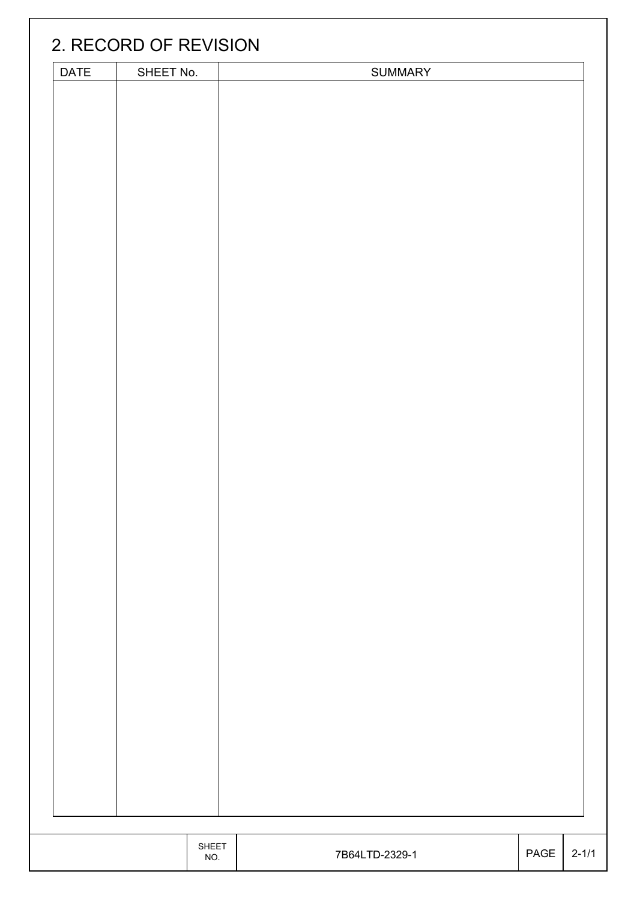## 2. RECORD OF REVISION

| DATE | SHEET No. | SUMMARY |
|---|---|---|
| | | |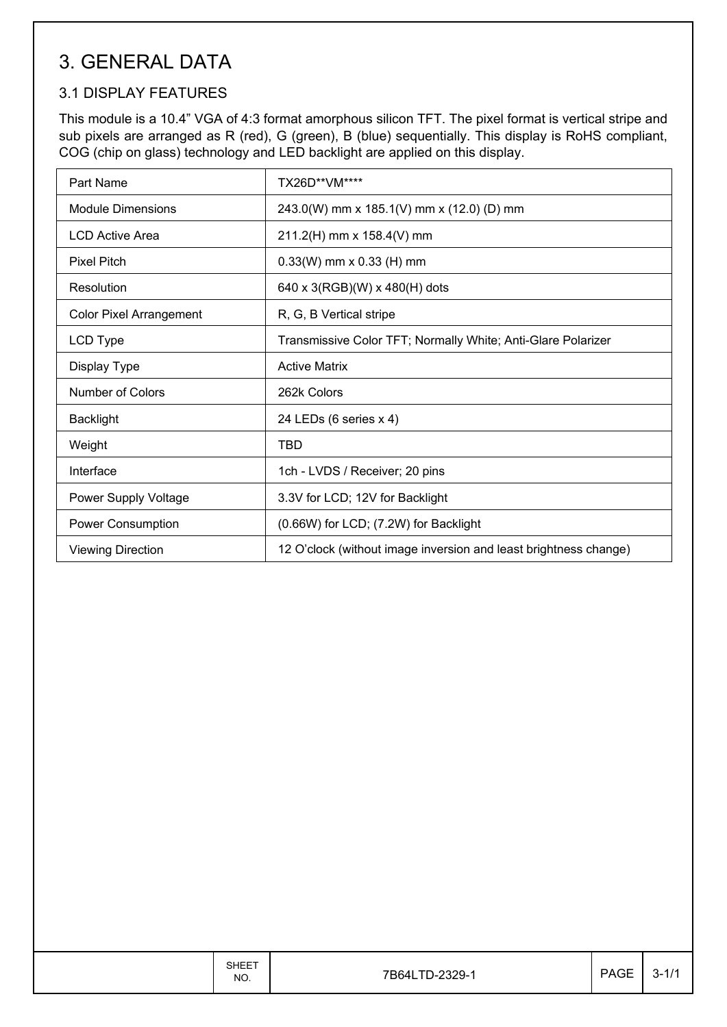# 3. GENERAL DATA

## 3.1 DISPLAY FEATURES

This module is a 10.4" VGA of 4:3 format amorphous silicon TFT. The pixel format is vertical stripe and sub pixels are arranged as R (red), G (green), B (blue) sequentially. This display is RoHS compliant, COG (chip on glass) technology and LED backlight are applied on this display.

| Part Name | TX26D**VM**** |
|---|---|
| Module Dimensions | 243.0(W) mm x 185.1(V) mm x (12.0) (D) mm |
| LCD Active Area | 211.2(H) mm x 158.4(V) mm |
| Pixel Pitch | 0.33(W) mm x 0.33 (H) mm |
| Resolution | 640 x 3(RGB)(W) x 480(H) dots |
| Color Pixel Arrangement | R, G, B Vertical stripe |
| LCD Type | Transmissive Color TFT; Normally White; Anti-Glare Polarizer |
| Display Type | Active Matrix |
| Number of Colors | 262k Colors |
| Backlight | 24 LEDs (6 series x 4) |
| Weight | TBD |
| Interface | 1ch - LVDS / Receiver; 20 pins |
| Power Supply Voltage | 3.3V for LCD; 12V for Backlight |
| Power Consumption | (0.66W) for LCD; (7.2W) for Backlight |
| Viewing Direction | 12 O'clock (without image inversion and least brightness change) |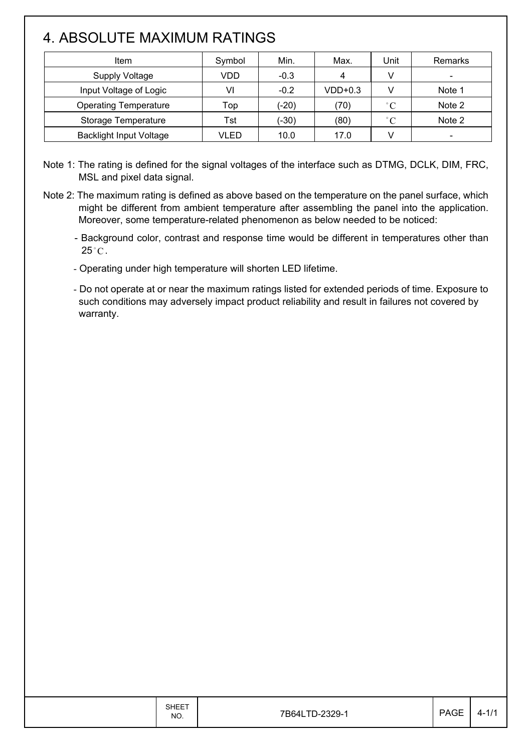# 4. ABSOLUTE MAXIMUM RATINGS

| Item | Symbol | Min. | Max. | Unit | Remarks |
|---|---|---|---|---|---|
| Supply Voltage | VDD | -0.3 | 4 | V | - |
| Input Voltage of Logic | VI | -0.2 | VDD+0.3 | V | Note 1 |
| Operating Temperature | Top | (-20) | (70) | °C | Note 2 |
| Storage Temperature | Tst | (-30) | (80) | °C | Note 2 |
| Backlight Input Voltage | VLED | 10.0 | 17.0 | V | - |

Note 1: The rating is defined for the signal voltages of the interface such as DTMG, DCLK, DIM, FRC, MSL and pixel data signal.

Note 2: The maximum rating is defined as above based on the temperature on the panel surface, which might be different from ambient temperature after assembling the panel into the application. Moreover, some temperature-related phenomenon as below needed to be noticed:

- Background color, contrast and response time would be different in temperatures other than 25°C.
- Operating under high temperature will shorten LED lifetime.
- Do not operate at or near the maximum ratings listed for extended periods of time. Exposure to such conditions may adversely impact product reliability and result in failures not covered by warranty.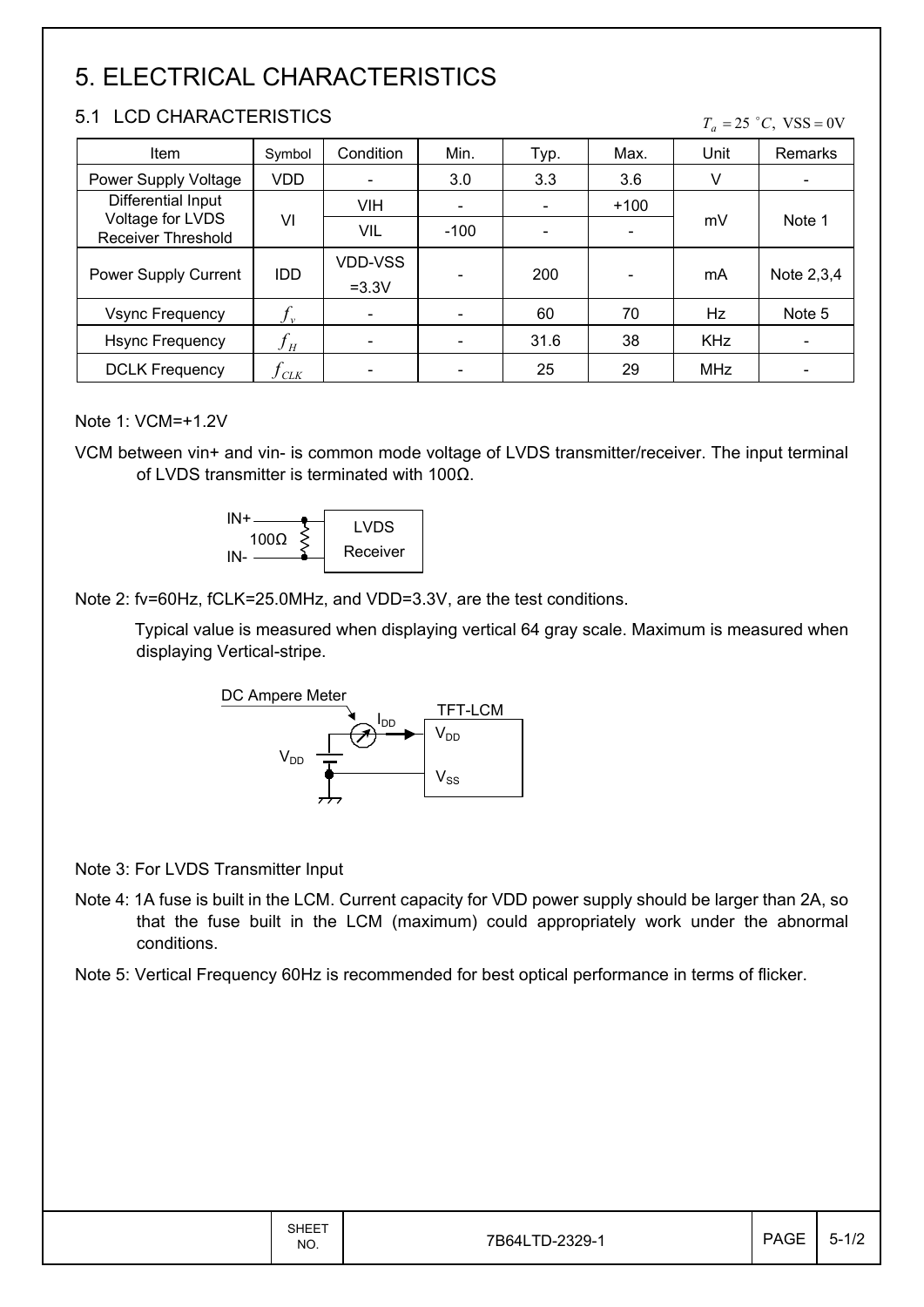# 5. ELECTRICAL CHARACTERISTICS

## 5.1 LCD CHARACTERISTICS

$T_a = 25\ ^\circ C,\ VSS = 0V$

| Item | Symbol | Condition | Min. | Typ. | Max. | Unit | Remarks |
|---|---|---|---|---|---|---|---|
| Power Supply Voltage | VDD | - | 3.0 | 3.3 | 3.6 | V | - |
| Differential Input Voltage for LVDS Receiver Threshold | VI | VIH | - | - | +100 | mV | Note 1 |
| | | VIL | -100 | - | - | | |
| Power Supply Current | IDD | VDD-VSS =3.3V | - | 200 | - | mA | Note 2,3,4 |
| Vsync Frequency | $f_v$ | - | - | 60 | 70 | Hz | Note 5 |
| Hsync Frequency | $f_H$ | - | - | 31.6 | 38 | KHz | - |
| DCLK Frequency | $f_{CLK}$ | - | - | 25 | 29 | MHz | - |

Note 1: VCM=+1.2V

VCM between vin+ and vin- is common mode voltage of LVDS transmitter/receiver. The input terminal of LVDS transmitter is terminated with 100Ω.

IN+ / IN- — 100Ω — LVDS Receiver

Note 2: fv=60Hz, fCLK=25.0MHz, and VDD=3.3V, are the test conditions.

Typical value is measured when displaying vertical 64 gray scale. Maximum is measured when displaying Vertical-stripe.

DC Ampere Meter — $I_{DD}$ — TFT-LCM ($V_{DD}$, $V_{SS}$), $V_{DD}$

Note 3: For LVDS Transmitter Input

Note 4: 1A fuse is built in the LCM. Current capacity for VDD power supply should be larger than 2A, so that the fuse built in the LCM (maximum) could appropriately work under the abnormal conditions.

Note 5: Vertical Frequency 60Hz is recommended for best optical performance in terms of flicker.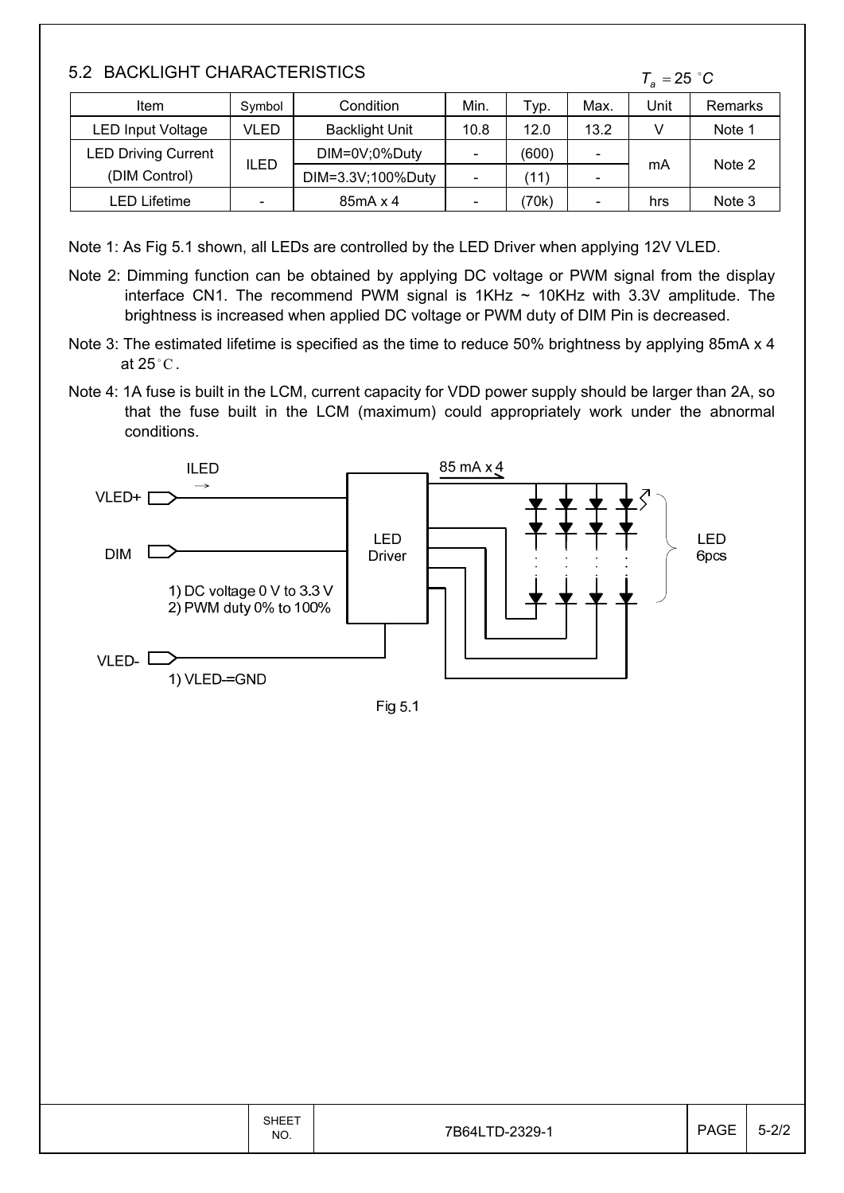## 5.2 BACKLIGHT CHARACTERISTICS

$T_a = 25\ ^{\circ}C$

| Item | Symbol | Condition | Min. | Typ. | Max. | Unit | Remarks |
|---|---|---|---|---|---|---|---|
| LED Input Voltage | VLED | Backlight Unit | 10.8 | 12.0 | 13.2 | V | Note 1 |
| LED Driving Current (DIM Control) | ILED | DIM=0V;0%Duty | - | (600) | - | mA | Note 2 |
| | | DIM=3.3V;100%Duty | - | (11) | - | | |
| LED Lifetime | - | 85mA x 4 | - | (70k) | - | hrs | Note 3 |

Note 1: As Fig 5.1 shown, all LEDs are controlled by the LED Driver when applying 12V VLED.

Note 2: Dimming function can be obtained by applying DC voltage or PWM signal from the display interface CN1. The recommend PWM signal is 1KHz ~ 10KHz with 3.3V amplitude. The brightness is increased when applied DC voltage or PWM duty of DIM Pin is decreased.

Note 3: The estimated lifetime is specified as the time to reduce 50% brightness by applying 85mA x 4 at 25°C.

Note 4: 1A fuse is built in the LCM, current capacity for VDD power supply should be larger than 2A, so that the fuse built in the LCM (maximum) could appropriately work under the abnormal conditions.

ILED →

VLED+

DIM

1) DC voltage 0 V to 3.3 V
2) PWM duty 0% to 100%

VLED-

1) VLED-=GND

LED Driver

85 mA x 4

LED 6pcs

Fig 5.1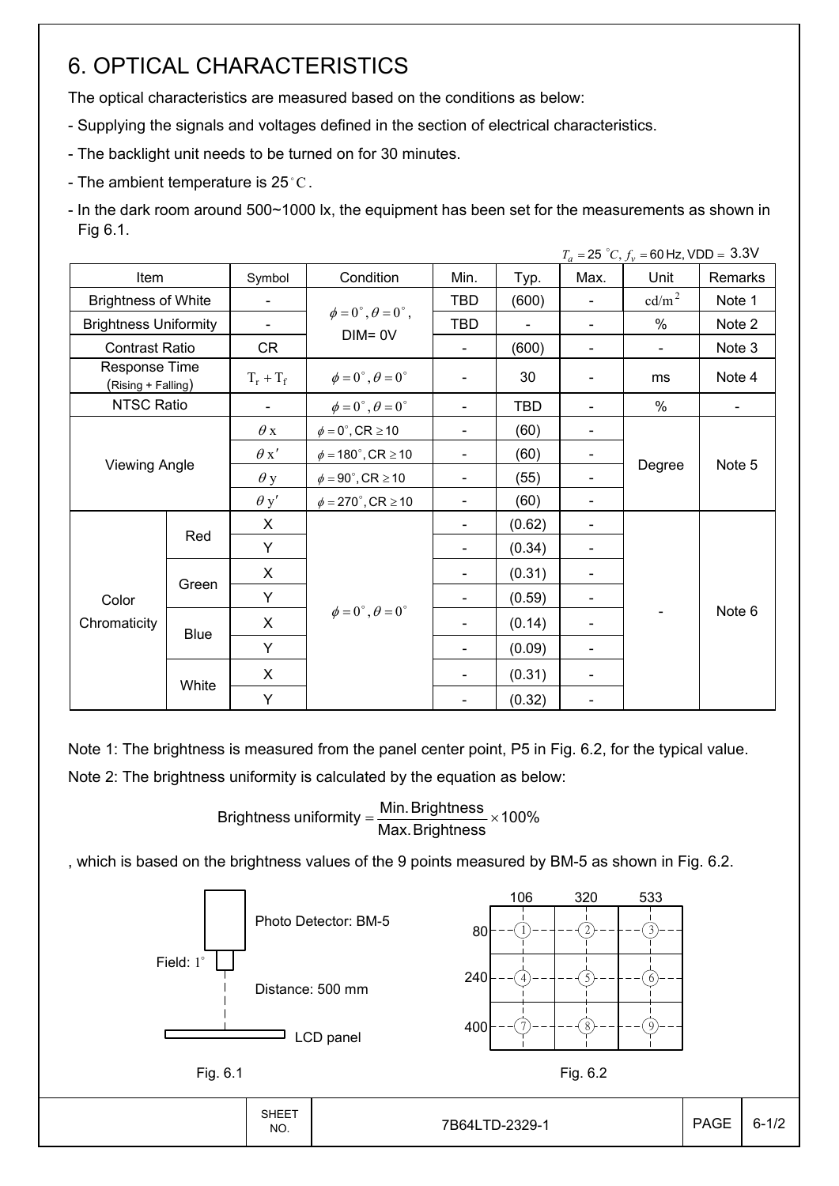# 6. OPTICAL CHARACTERISTICS

The optical characteristics are measured based on the conditions as below:

- Supplying the signals and voltages defined in the section of electrical characteristics.
- The backlight unit needs to be turned on for 30 minutes.
- The ambient temperature is 25°C.
- In the dark room around 500~1000 lx, the equipment has been set for the measurements as shown in Fig 6.1.

$T_a = 25\ ^{\circ}C,\ f_v = 60$ Hz, VDD = 3.3V

| Item | | Symbol | Condition | Min. | Typ. | Max. | Unit | Remarks |
|---|---|---|---|---|---|---|---|---|
| Brightness of White | | - | $\phi = 0^{\circ}, \theta = 0^{\circ}$, DIM= 0V | TBD | (600) | - | $cd/m^2$ | Note 1 |
| Brightness Uniformity | | - | | TBD | - | - | % | Note 2 |
| Contrast Ratio | | CR | | - | (600) | - | - | Note 3 |
| Response Time (Rising + Falling) | | $T_r + T_f$ | $\phi = 0^{\circ}, \theta = 0^{\circ}$ | - | 30 | - | ms | Note 4 |
| NTSC Ratio | | - | $\phi = 0^{\circ}, \theta = 0^{\circ}$ | - | TBD | - | % | - |
| Viewing Angle | | $\theta x$ | $\phi = 0^{\circ}$, CR $\geq 10$ | - | (60) | - | Degree | Note 5 |
| | | $\theta x'$ | $\phi = 180^{\circ}$, CR $\geq 10$ | - | (60) | - | | |
| | | $\theta y$ | $\phi = 90^{\circ}$, CR $\geq 10$ | - | (55) | - | | |
| | | $\theta y'$ | $\phi = 270^{\circ}$, CR $\geq 10$ | - | (60) | - | | |
| Color Chromaticity | Red | X | $\phi = 0^{\circ}, \theta = 0^{\circ}$ | - | (0.62) | - | - | Note 6 |
| | | Y | | - | (0.34) | - | | |
| | Green | X | | - | (0.31) | - | | |
| | | Y | | - | (0.59) | - | | |
| | Blue | X | | - | (0.14) | - | | |
| | | Y | | - | (0.09) | - | | |
| | White | X | | - | (0.31) | - | | |
| | | Y | | - | (0.32) | - | | |

Note 1: The brightness is measured from the panel center point, P5 in Fig. 6.2, for the typical value.

Note 2: The brightness uniformity is calculated by the equation as below:

$$\text{Brightness uniformity} = \frac{\text{Min. Brightness}}{\text{Max. Brightness}} \times 100\%$$

, which is based on the brightness values of the 9 points measured by BM-5 as shown in Fig. 6.2.

Photo Detector: BM-5

Field: 1°

Distance: 500 mm

LCD panel

Fig. 6.1

| | 106 | 320 | 533 |
|---|---|---|---|
| 80 | 1 | 2 | 3 |
| 240 | 4 | 5 | 6 |
| 400 | 7 | 8 | 9 |

Fig. 6.2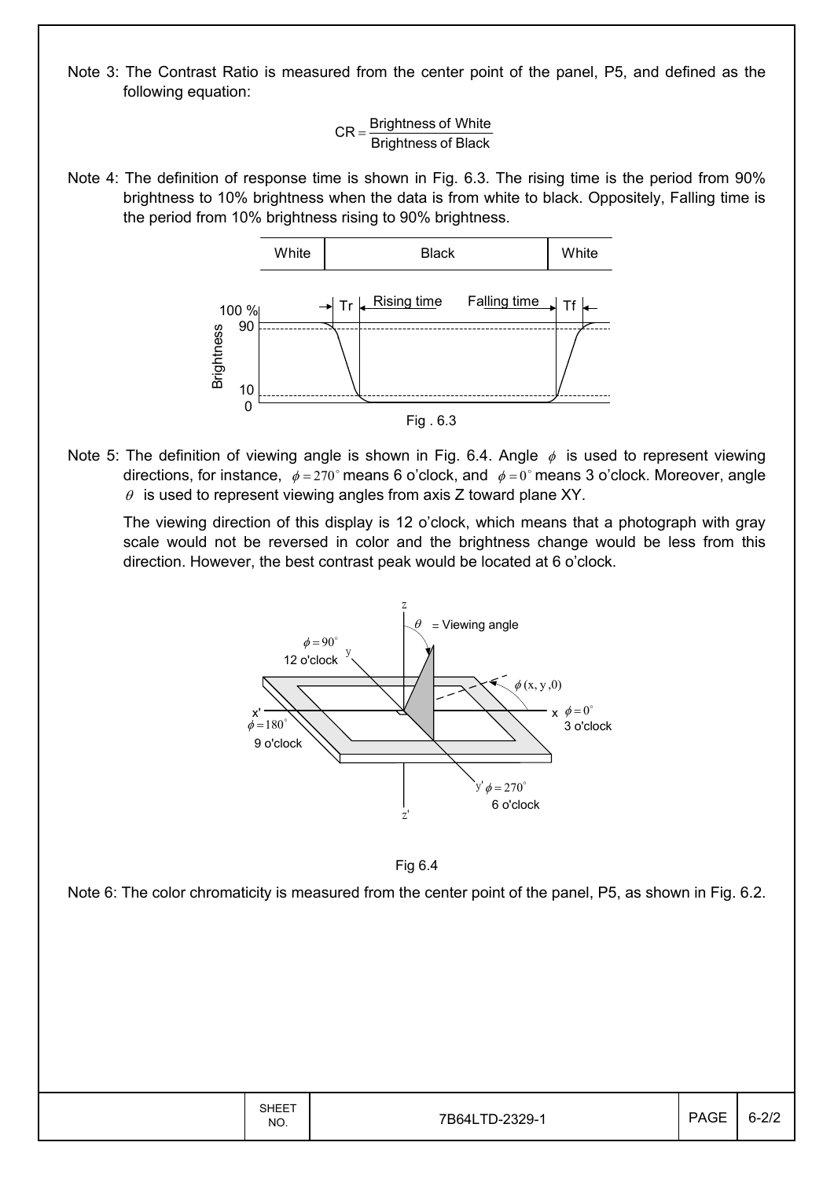Note 3: The Contrast Ratio is measured from the center point of the panel, P5, and defined as the following equation:

$$CR = \frac{\text{Brightness of White}}{\text{Brightness of Black}}$$

Note 4: The definition of response time is shown in Fig. 6.3. The rising time is the period from 90% brightness to 10% brightness when the data is from white to black. Oppositely, Falling time is the period from 10% brightness rising to 90% brightness.

Fig . 6.3

Note 5: The definition of viewing angle is shown in Fig. 6.4. Angle $\phi$ is used to represent viewing directions, for instance, $\phi = 270^\circ$ means 6 o'clock, and $\phi = 0^\circ$ means 3 o'clock. Moreover, angle $\theta$ is used to represent viewing angles from axis Z toward plane XY.

The viewing direction of this display is 12 o'clock, which means that a photograph with gray scale would not be reversed in color and the brightness change would be less from this direction. However, the best contrast peak would be located at 6 o'clock.

Fig 6.4

Note 6: The color chromaticity is measured from the center point of the panel, P5, as shown in Fig. 6.2.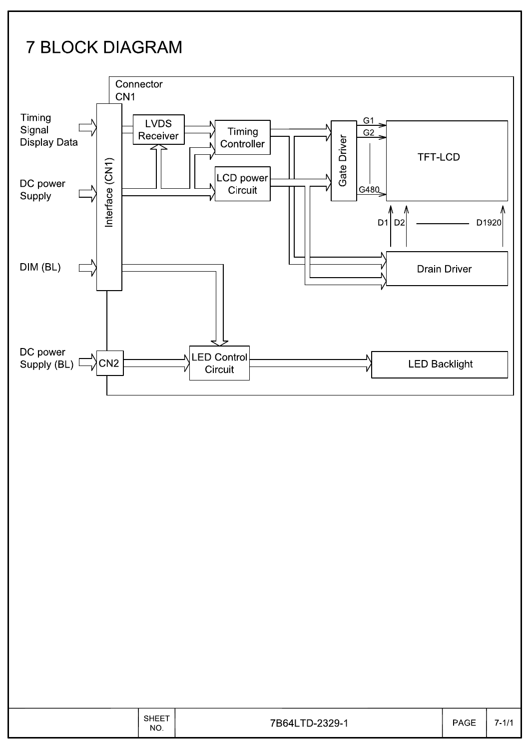# 7 BLOCK DIAGRAM

Connector CN1

Timing Signal Display Data

DC power Supply

DIM (BL)

DC power Supply (BL)

Interface (CN1)

CN2

LVDS Receiver

Timing Controller

LCD power Circuit

Gate Driver

G1

G2

G480

TFT-LCD

D1 D2 D1920

Drain Driver

LED Control Circuit

LED Backlight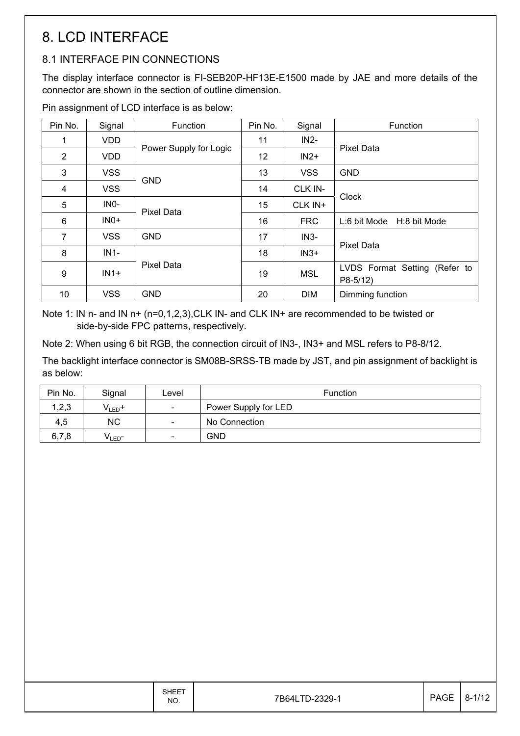# 8. LCD INTERFACE

## 8.1 INTERFACE PIN CONNECTIONS

The display interface connector is FI-SEB20P-HF13E-E1500 made by JAE and more details of the connector are shown in the section of outline dimension.

Pin assignment of LCD interface is as below:

| Pin No. | Signal | Function | Pin No. | Signal | Function |
|---|---|---|---|---|---|
| 1 | VDD | Power Supply for Logic | 11 | IN2- | Pixel Data |
| 2 | VDD | | 12 | IN2+ | |
| 3 | VSS | GND | 13 | VSS | GND |
| 4 | VSS | | 14 | CLK IN- | Clock |
| 5 | IN0- | Pixel Data | 15 | CLK IN+ | |
| 6 | IN0+ | | 16 | FRC | L:6 bit Mode H:8 bit Mode |
| 7 | VSS | GND | 17 | IN3- | Pixel Data |
| 8 | IN1- | Pixel Data | 18 | IN3+ | |
| 9 | IN1+ | | 19 | MSL | LVDS Format Setting (Refer to P8-5/12) |
| 10 | VSS | GND | 20 | DIM | Dimming function |

Note 1: IN n- and IN n+ (n=0,1,2,3),CLK IN- and CLK IN+ are recommended to be twisted or side-by-side FPC patterns, respectively.

Note 2: When using 6 bit RGB, the connection circuit of IN3-, IN3+ and MSL refers to P8-8/12.

The backlight interface connector is SM08B-SRSS-TB made by JST, and pin assignment of backlight is as below:

| Pin No. | Signal | Level | Function |
|---|---|---|---|
| 1,2,3 | $V_{LED}$+ | - | Power Supply for LED |
| 4,5 | NC | - | No Connection |
| 6,7,8 | $V_{LED}$- | - | GND |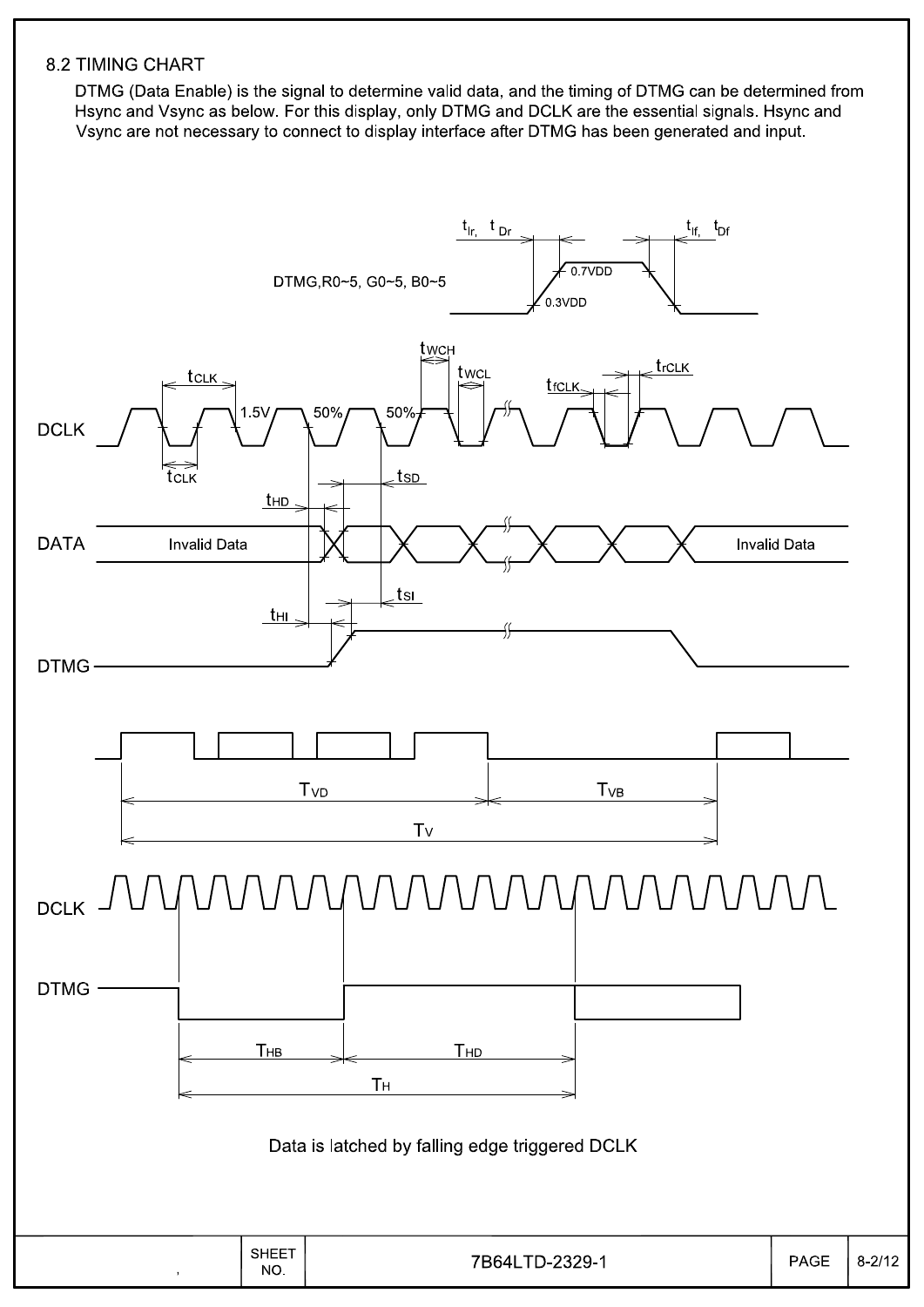## 8.2 TIMING CHART

DTMG (Data Enable) is the signal to determine valid data, and the timing of DTMG can be determined from Hsync and Vsync as below. For this display, only DTMG and DCLK are the essential signals. Hsync and Vsync are not necessary to connect to display interface after DTMG has been generated and input.

DTMG,R0~5, G0~5, B0~5

$t_{Ir}$, $t_{Dr}$ 0.7VDD 0.3VDD $t_{If}$, $t_{Df}$

DCLK $t_{CLK}$ 1.5V 50% 50% $t_{WCH}$ $t_{WCL}$ $t_{fCLK}$ $t_{rCLK}$ $t_{CLK}$

$t_{HD}$ $t_{SD}$

DATA Invalid Data Invalid Data

$t_{HI}$ $t_{SI}$

DTMG

$T_{VD}$ $T_{VB}$

$T_V$

DCLK

DTMG

$T_{HB}$ $T_{HD}$

$T_H$

Data is latched by falling edge triggered DCLK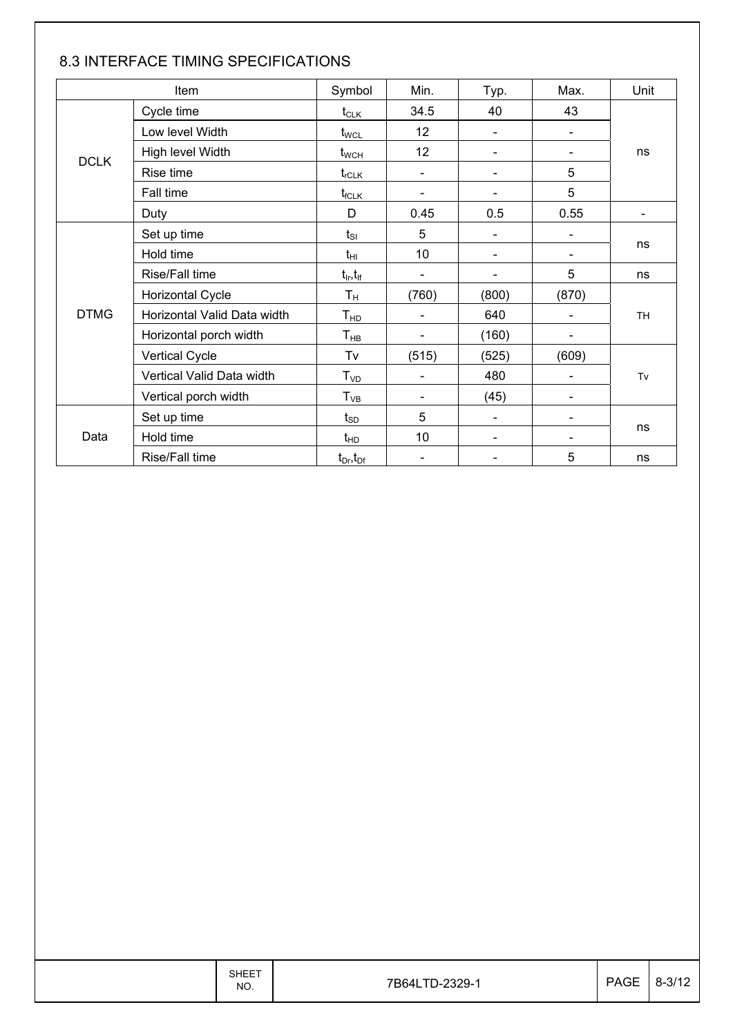## 8.3 INTERFACE TIMING SPECIFICATIONS

| Item | | Symbol | Min. | Typ. | Max. | Unit |
|---|---|---|---|---|---|---|
| DCLK | Cycle time | $t_{CLK}$ | 34.5 | 40 | 43 | ns |
| | Low level Width | $t_{WCL}$ | 12 | - | - | ns |
| | High level Width | $t_{WCH}$ | 12 | - | - | ns |
| | Rise time | $t_{rCLK}$ | - | - | 5 | ns |
| | Fall time | $t_{fCLK}$ | - | - | 5 | ns |
| | Duty | D | 0.45 | 0.5 | 0.55 | - |
| DTMG | Set up time | $t_{SI}$ | 5 | - | - | ns |
| | Hold time | $t_{HI}$ | 10 | - | - | ns |
| | Rise/Fall time | $t_{Ir}$,$t_{If}$ | - | - | 5 | ns |
| | Horizontal Cycle | $T_H$ | (760) | (800) | (870) | TH |
| | Horizontal Valid Data width | $T_{HD}$ | - | 640 | - | TH |
| | Horizontal porch width | $T_{HB}$ | - | (160) | - | TH |
| | Vertical Cycle | Tv | (515) | (525) | (609) | Tv |
| | Vertical Valid Data width | $T_{VD}$ | - | 480 | - | Tv |
| | Vertical porch width | $T_{VB}$ | - | (45) | - | Tv |
| Data | Set up time | $t_{SD}$ | 5 | - | - | ns |
| | Hold time | $t_{HD}$ | 10 | - | - | ns |
| | Rise/Fall time | $t_{Dr}$,$t_{Df}$ | - | - | 5 | ns |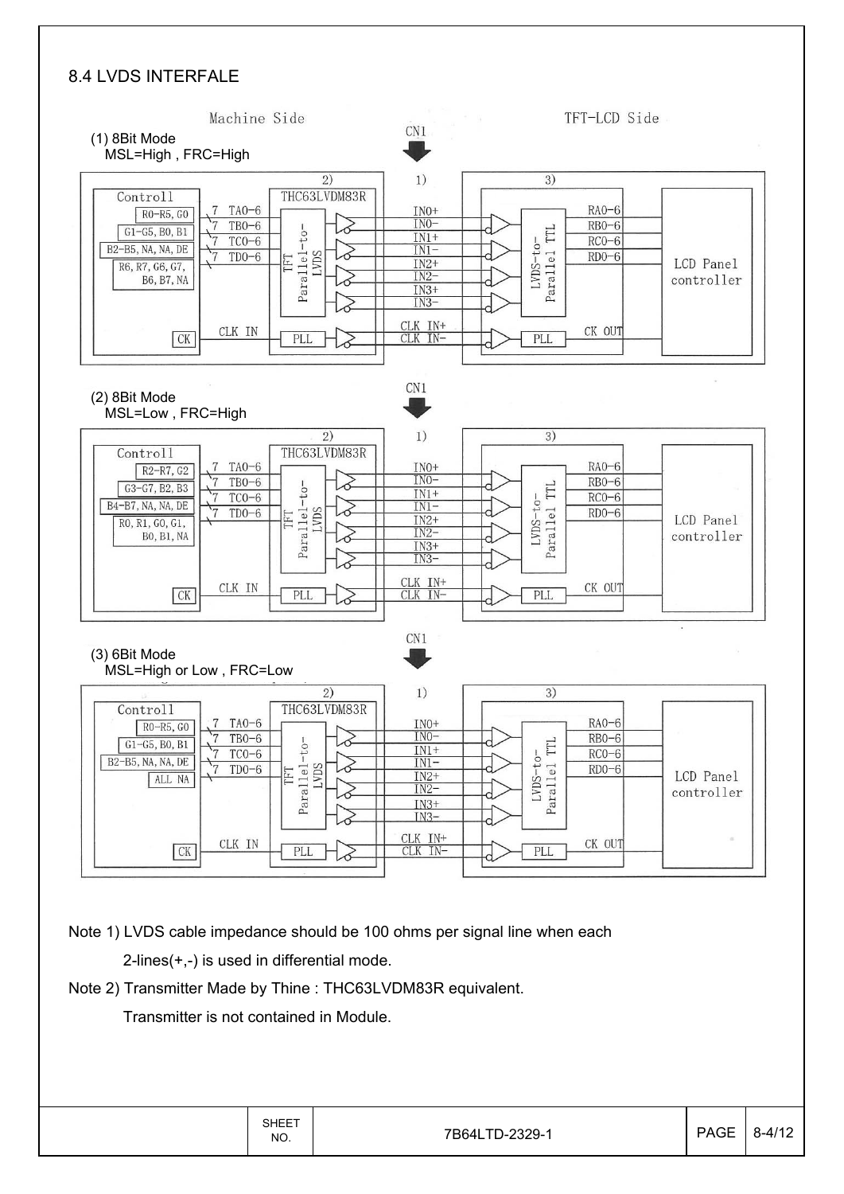## 8.4 LVDS INTERFALE

Machine Side　　　　　　　　CN1　　　　　　　　TFT-LCD Side

(1) 8Bit Mode
MSL=High , FRC=High

| Controll | 2) THC63LVDM83R | 1) | 3) | |
|---|---|---|---|---|
| R0-R5, G0 | TA0-6 | IN0+ / IN0- | RA0-6 | LCD Panel controller |
| G1-G5, B0, B1 | TB0-6 | IN1+ / IN1- | RB0-6 | |
| B2-B5, NA, NA, DE | TC0-6 | IN2+ / IN2- | RC0-6 | |
| R6, R7, G6, G7, B6, B7, NA | TD0-6 | IN3+ / IN3- | RD0-6 | |
| CK | CLK IN (PLL) | CLK IN+ / CLK IN- | CK OUT (PLL) | |

(2) 8Bit Mode
MSL=Low , FRC=High

| Controll | 2) THC63LVDM83R | 1) | 3) | |
|---|---|---|---|---|
| R2-R7, G2 | TA0-6 | IN0+ / IN0- | RA0-6 | LCD Panel controller |
| G3-G7, B2, B3 | TB0-6 | IN1+ / IN1- | RB0-6 | |
| B4-B7, NA, NA, DE | TC0-6 | IN2+ / IN2- | RC0-6 | |
| R0, R1, G0, G1, B0, B1, NA | TD0-6 | IN3+ / IN3- | RD0-6 | |
| CK | CLK IN (PLL) | CLK IN+ / CLK IN- | CK OUT (PLL) | |

(3) 6Bit Mode
MSL=High or Low , FRC=Low

| Controll | 2) THC63LVDM83R | 1) | 3) | |
|---|---|---|---|---|
| R0-R5, G0 | TA0-6 | IN0+ / IN0- | RA0-6 | LCD Panel controller |
| G1-G5, B0, B1 | TB0-6 | IN1+ / IN1- | RB0-6 | |
| B2-B5, NA, NA, DE | TC0-6 | IN2+ / IN2- | RC0-6 | |
| ALL NA | TD0-6 | IN3+ / IN3- | RD0-6 | |
| CK | CLK IN (PLL) | CLK IN+ / CLK IN- | CK OUT (PLL) | |

Note 1) LVDS cable impedance should be 100 ohms per signal line when each 2-lines(+,-) is used in differential mode.

Note 2) Transmitter Made by Thine : THC63LVDM83R equivalent.
Transmitter is not contained in Module.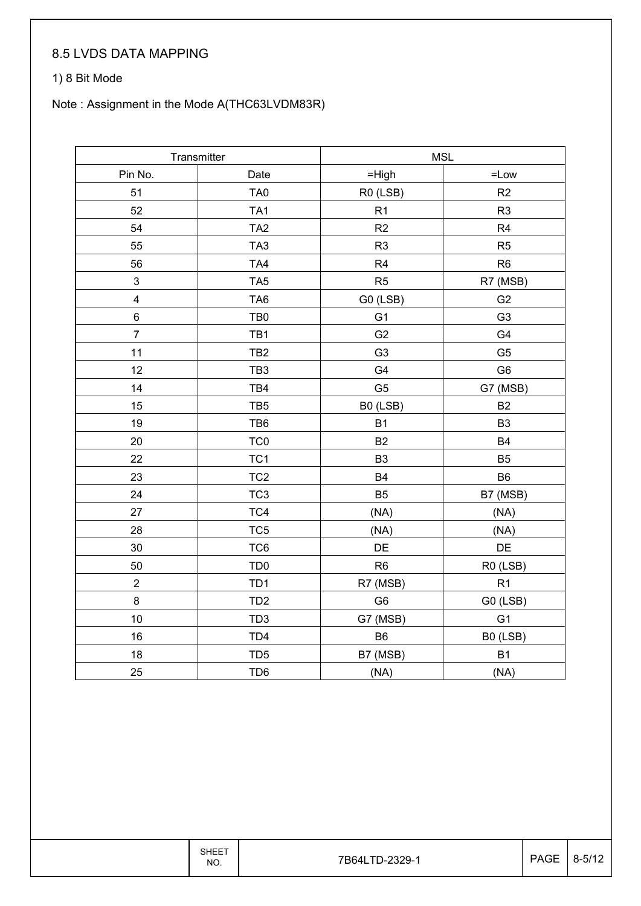## 8.5 LVDS DATA MAPPING

1) 8 Bit Mode

Note : Assignment in the Mode A(THC63LVDM83R)

| Transmitter | | MSL | |
|---|---|---|---|
| Pin No. | Date | =High | =Low |
| 51 | TA0 | R0 (LSB) | R2 |
| 52 | TA1 | R1 | R3 |
| 54 | TA2 | R2 | R4 |
| 55 | TA3 | R3 | R5 |
| 56 | TA4 | R4 | R6 |
| 3 | TA5 | R5 | R7 (MSB) |
| 4 | TA6 | G0 (LSB) | G2 |
| 6 | TB0 | G1 | G3 |
| 7 | TB1 | G2 | G4 |
| 11 | TB2 | G3 | G5 |
| 12 | TB3 | G4 | G6 |
| 14 | TB4 | G5 | G7 (MSB) |
| 15 | TB5 | B0 (LSB) | B2 |
| 19 | TB6 | B1 | B3 |
| 20 | TC0 | B2 | B4 |
| 22 | TC1 | B3 | B5 |
| 23 | TC2 | B4 | B6 |
| 24 | TC3 | B5 | B7 (MSB) |
| 27 | TC4 | (NA) | (NA) |
| 28 | TC5 | (NA) | (NA) |
| 30 | TC6 | DE | DE |
| 50 | TD0 | R6 | R0 (LSB) |
| 2 | TD1 | R7 (MSB) | R1 |
| 8 | TD2 | G6 | G0 (LSB) |
| 10 | TD3 | G7 (MSB) | G1 |
| 16 | TD4 | B6 | B0 (LSB) |
| 18 | TD5 | B7 (MSB) | B1 |
| 25 | TD6 | (NA) | (NA) |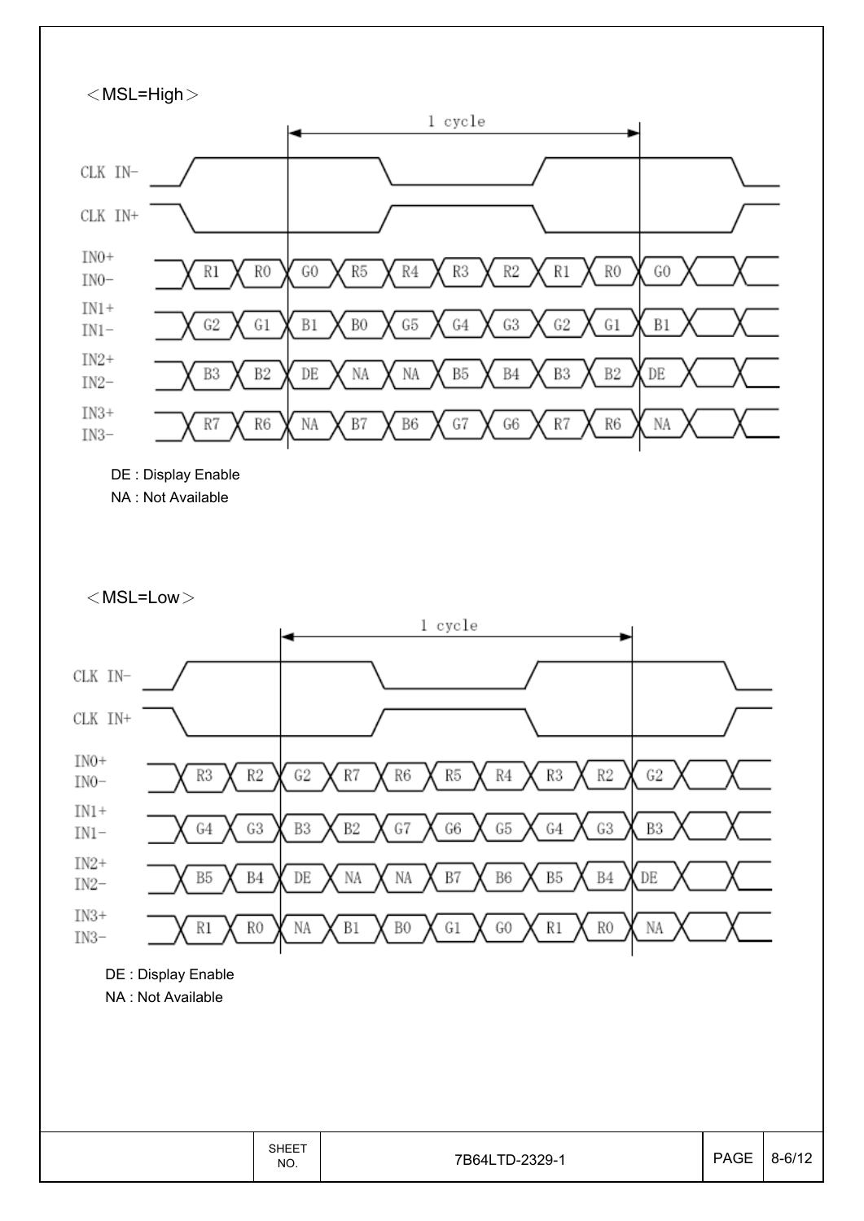<MSL=High>

1 cycle

| Signal | | | | | | | | | | |
|---|---|---|---|---|---|---|---|---|---|---|
| CLK IN- | | | | | | | | | | |
| CLK IN+ | | | | | | | | | | |
| IN0+ / IN0- | R1 | R0 | G0 | R5 | R4 | R3 | R2 | R1 | R0 | G0 |
| IN1+ / IN1- | G2 | G1 | B1 | B0 | G5 | G4 | G3 | G2 | G1 | B1 |
| IN2+ / IN2- | B3 | B2 | DE | NA | NA | B5 | B4 | B3 | B2 | DE |
| IN3+ / IN3- | R7 | R6 | NA | B7 | B6 | G7 | G6 | R7 | R6 | NA |

DE : Display Enable
NA : Not Available

<MSL=Low>

1 cycle

| Signal | | | | | | | | | | |
|---|---|---|---|---|---|---|---|---|---|---|
| CLK IN- | | | | | | | | | | |
| CLK IN+ | | | | | | | | | | |
| IN0+ / IN0- | R3 | R2 | G2 | R7 | R6 | R5 | R4 | R3 | R2 | G2 |
| IN1+ / IN1- | G4 | G3 | B3 | B2 | G7 | G6 | G5 | G4 | G3 | B3 |
| IN2+ / IN2- | B5 | B4 | DE | NA | NA | B7 | B6 | B5 | B4 | DE |
| IN3+ / IN3- | R1 | R0 | NA | B1 | B0 | G1 | G0 | R1 | R0 | NA |

DE : Display Enable
NA : Not Available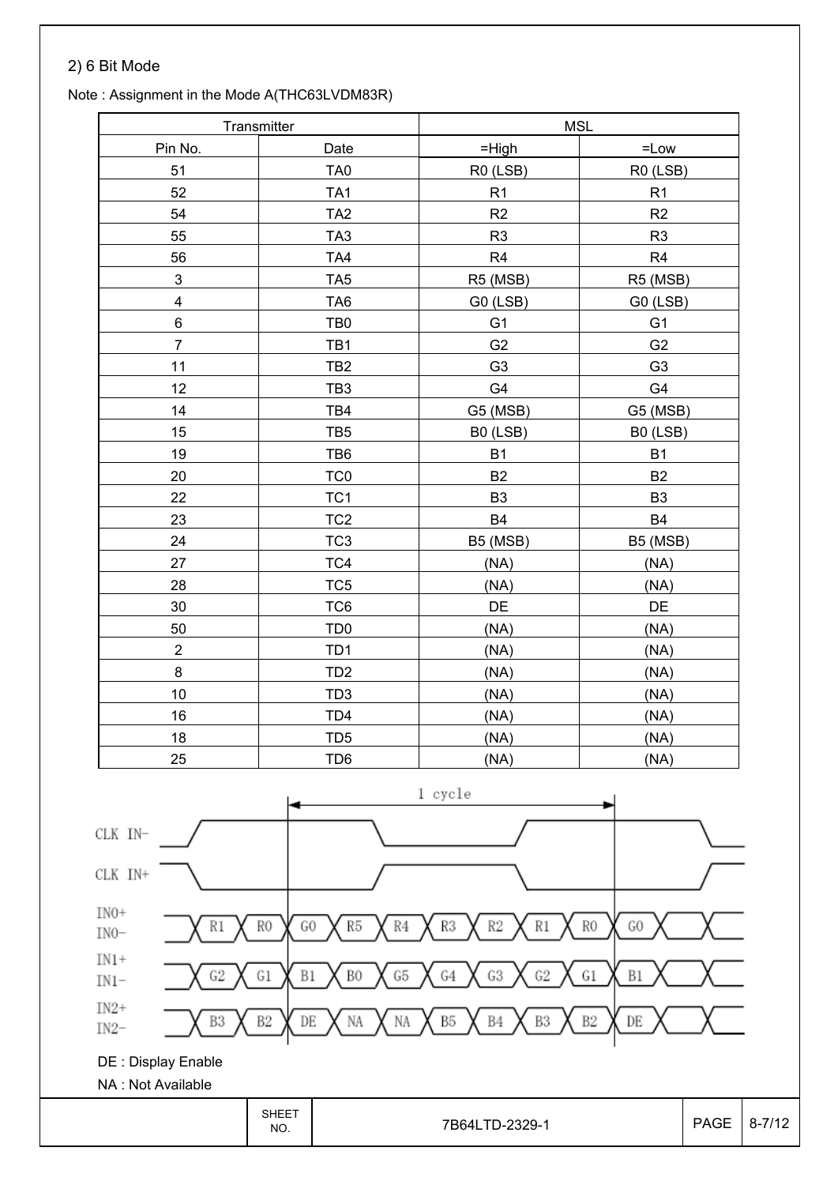2) 6 Bit Mode

Note : Assignment in the Mode A(THC63LVDM83R)

| Transmitter | | MSL | |
|---|---|---|---|
| Pin No. | Date | =High | =Low |
| 51 | TA0 | R0 (LSB) | R0 (LSB) |
| 52 | TA1 | R1 | R1 |
| 54 | TA2 | R2 | R2 |
| 55 | TA3 | R3 | R3 |
| 56 | TA4 | R4 | R4 |
| 3 | TA5 | R5 (MSB) | R5 (MSB) |
| 4 | TA6 | G0 (LSB) | G0 (LSB) |
| 6 | TB0 | G1 | G1 |
| 7 | TB1 | G2 | G2 |
| 11 | TB2 | G3 | G3 |
| 12 | TB3 | G4 | G4 |
| 14 | TB4 | G5 (MSB) | G5 (MSB) |
| 15 | TB5 | B0 (LSB) | B0 (LSB) |
| 19 | TB6 | B1 | B1 |
| 20 | TC0 | B2 | B2 |
| 22 | TC1 | B3 | B3 |
| 23 | TC2 | B4 | B4 |
| 24 | TC3 | B5 (MSB) | B5 (MSB) |
| 27 | TC4 | (NA) | (NA) |
| 28 | TC5 | (NA) | (NA) |
| 30 | TC6 | DE | DE |
| 50 | TD0 | (NA) | (NA) |
| 2 | TD1 | (NA) | (NA) |
| 8 | TD2 | (NA) | (NA) |
| 10 | TD3 | (NA) | (NA) |
| 16 | TD4 | (NA) | (NA) |
| 18 | TD5 | (NA) | (NA) |
| 25 | TD6 | (NA) | (NA) |

1 cycle

CLK IN−

CLK IN+

IN0+ IN0− : R1, R0, G0, R5, R4, R3, R2, R1, R0, G0

IN1+ IN1− : G2, G1, B1, B0, G5, G4, G3, G2, G1, B1

IN2+ IN2− : B3, B2, DE, NA, NA, B5, B4, B3, B2, DE

DE : Display Enable

NA : Not Available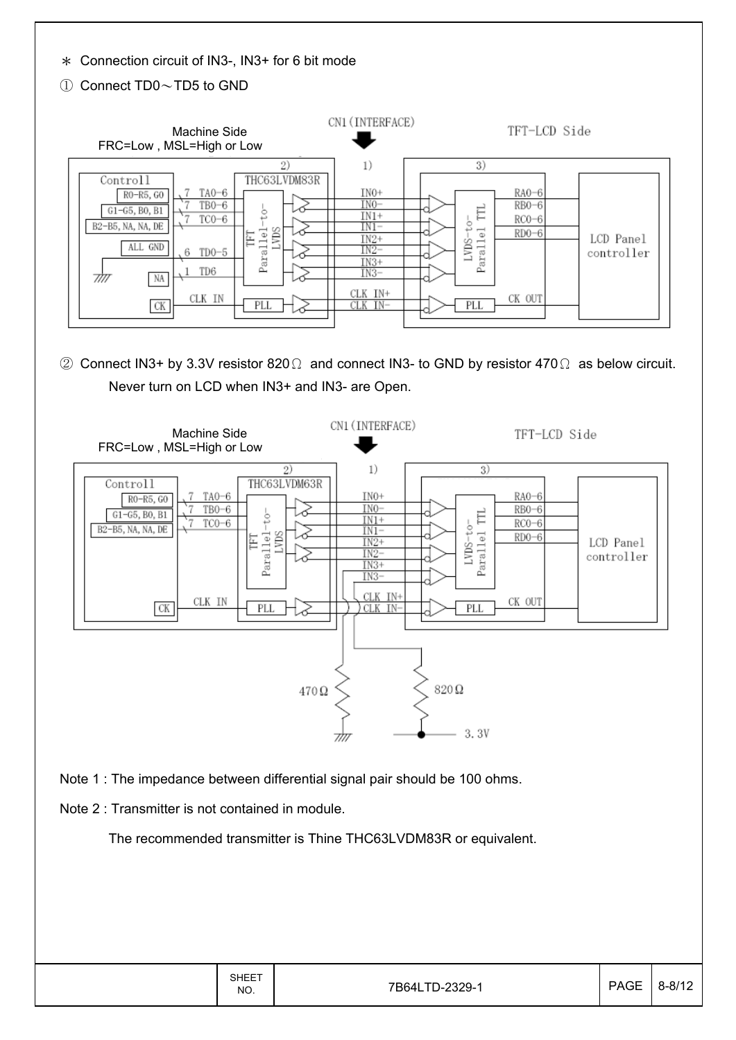＊ Connection circuit of IN3-, IN3+ for 6 bit mode

① Connect TD0～TD5 to GND

Machine Side
FRC=Low , MSL=High or Low

CN1(INTERFACE)

TFT-LCD Side

② Connect IN3+ by 3.3V resistor 820Ω and connect IN3- to GND by resistor 470Ω as below circuit.

Never turn on LCD when IN3+ and IN3- are Open.

Machine Side
FRC=Low , MSL=High or Low

CN1(INTERFACE)

TFT-LCD Side

Note 1 : The impedance between differential signal pair should be 100 ohms.

Note 2 : Transmitter is not contained in module.

The recommended transmitter is Thine THC63LVDM83R or equivalent.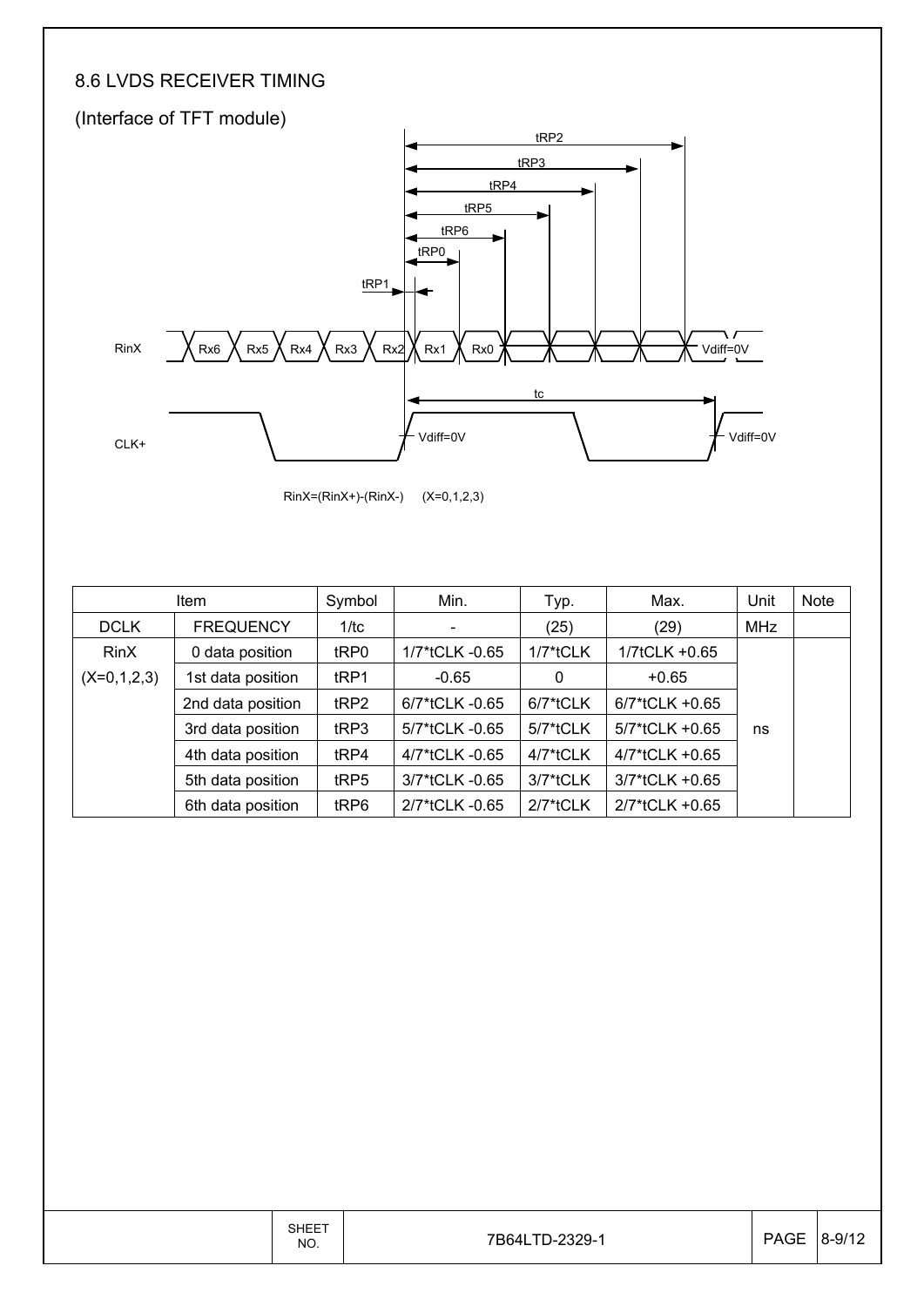## 8.6 LVDS RECEIVER TIMING

(Interface of TFT module)

RinX=(RinX+)-(RinX-)    (X=0,1,2,3)

| Item | | Symbol | Min. | Typ. | Max. | Unit | Note |
|---|---|---|---|---|---|---|---|
| DCLK | FREQUENCY | 1/tc | - | (25) | (29) | MHz | |
| RinX (X=0,1,2,3) | 0 data position | tRP0 | 1/7*tCLK -0.65 | 1/7*tCLK | 1/7tCLK +0.65 | ns | |
| | 1st data position | tRP1 | -0.65 | 0 | +0.65 | | |
| | 2nd data position | tRP2 | 6/7*tCLK -0.65 | 6/7*tCLK | 6/7*tCLK +0.65 | | |
| | 3rd data position | tRP3 | 5/7*tCLK -0.65 | 5/7*tCLK | 5/7*tCLK +0.65 | | |
| | 4th data position | tRP4 | 4/7*tCLK -0.65 | 4/7*tCLK | 4/7*tCLK +0.65 | | |
| | 5th data position | tRP5 | 3/7*tCLK -0.65 | 3/7*tCLK | 3/7*tCLK +0.65 | | |
| | 6th data position | tRP6 | 2/7*tCLK -0.65 | 2/7*tCLK | 2/7*tCLK +0.65 | | |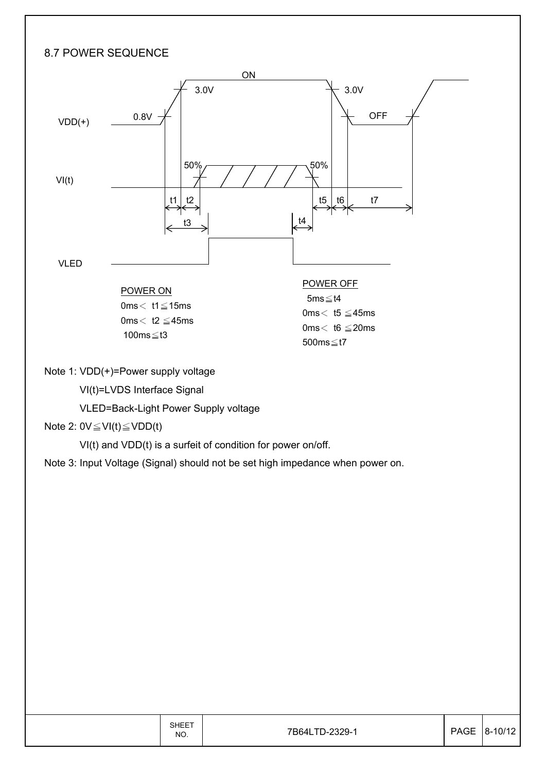## 8.7 POWER SEQUENCE

VDD(+)

VI(t)

VLED

POWER ON

0ms < t1 ≦ 15ms

0ms < t2 ≦ 45ms

100ms ≦ t3

POWER OFF

5ms ≦ t4

0ms < t5 ≦ 45ms

0ms < t6 ≦ 20ms

500ms ≦ t7

Note 1: VDD(+)=Power supply voltage

VI(t)=LVDS Interface Signal

VLED=Back-Light Power Supply voltage

Note 2: 0V ≦ VI(t) ≦ VDD(t)

VI(t) and VDD(t) is a surfeit of condition for power on/off.

Note 3: Input Voltage (Signal) should not be set high impedance when power on.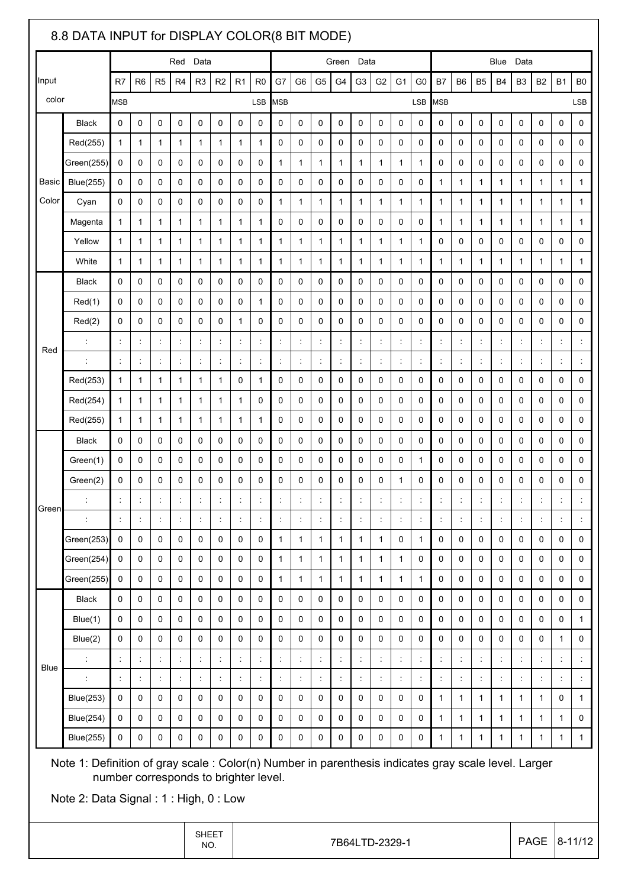## 8.8 DATA INPUT for DISPLAY COLOR(8 BIT MODE)

| Input color | | Red Data | | | | | | | | Green Data | | | | | | | | Blue Data | | | | | | | |
|---|---|---|---|---|---|---|---|---|---|---|---|---|---|---|---|---|---|---|---|---|---|---|---|---|---|
| | | R7 | R6 | R5 | R4 | R3 | R2 | R1 | R0 | G7 | G6 | G5 | G4 | G3 | G2 | G1 | G0 | B7 | B6 | B5 | B4 | B3 | B2 | B1 | B0 |
| | | MSB | | | | | | | LSB | MSB | | | | | | | LSB | MSB | | | | | | | LSB |
| Basic Color | Black | 0 | 0 | 0 | 0 | 0 | 0 | 0 | 0 | 0 | 0 | 0 | 0 | 0 | 0 | 0 | 0 | 0 | 0 | 0 | 0 | 0 | 0 | 0 | 0 |
| | Red(255) | 1 | 1 | 1 | 1 | 1 | 1 | 1 | 1 | 0 | 0 | 0 | 0 | 0 | 0 | 0 | 0 | 0 | 0 | 0 | 0 | 0 | 0 | 0 | 0 |
| | Green(255) | 0 | 0 | 0 | 0 | 0 | 0 | 0 | 0 | 1 | 1 | 1 | 1 | 1 | 1 | 1 | 1 | 0 | 0 | 0 | 0 | 0 | 0 | 0 | 0 |
| | Blue(255) | 0 | 0 | 0 | 0 | 0 | 0 | 0 | 0 | 0 | 0 | 0 | 0 | 0 | 0 | 0 | 0 | 1 | 1 | 1 | 1 | 1 | 1 | 1 | 1 |
| | Cyan | 0 | 0 | 0 | 0 | 0 | 0 | 0 | 0 | 1 | 1 | 1 | 1 | 1 | 1 | 1 | 1 | 1 | 1 | 1 | 1 | 1 | 1 | 1 | 1 |
| | Magenta | 1 | 1 | 1 | 1 | 1 | 1 | 1 | 1 | 0 | 0 | 0 | 0 | 0 | 0 | 0 | 0 | 1 | 1 | 1 | 1 | 1 | 1 | 1 | 1 |
| | Yellow | 1 | 1 | 1 | 1 | 1 | 1 | 1 | 1 | 1 | 1 | 1 | 1 | 1 | 1 | 1 | 1 | 0 | 0 | 0 | 0 | 0 | 0 | 0 | 0 |
| | White | 1 | 1 | 1 | 1 | 1 | 1 | 1 | 1 | 1 | 1 | 1 | 1 | 1 | 1 | 1 | 1 | 1 | 1 | 1 | 1 | 1 | 1 | 1 | 1 |
| Red | Black | 0 | 0 | 0 | 0 | 0 | 0 | 0 | 0 | 0 | 0 | 0 | 0 | 0 | 0 | 0 | 0 | 0 | 0 | 0 | 0 | 0 | 0 | 0 | 0 |
| | Red(1) | 0 | 0 | 0 | 0 | 0 | 0 | 0 | 1 | 0 | 0 | 0 | 0 | 0 | 0 | 0 | 0 | 0 | 0 | 0 | 0 | 0 | 0 | 0 | 0 |
| | Red(2) | 0 | 0 | 0 | 0 | 0 | 0 | 1 | 0 | 0 | 0 | 0 | 0 | 0 | 0 | 0 | 0 | 0 | 0 | 0 | 0 | 0 | 0 | 0 | 0 |
| | : | : | : | : | : | : | : | : | : | : | : | : | : | : | : | : | : | : | : | : | : | : | : | : | : |
| | : | : | : | : | : | : | : | : | : | : | : | : | : | : | : | : | : | : | : | : | : | : | : | : | : |
| | Red(253) | 1 | 1 | 1 | 1 | 1 | 1 | 0 | 1 | 0 | 0 | 0 | 0 | 0 | 0 | 0 | 0 | 0 | 0 | 0 | 0 | 0 | 0 | 0 | 0 |
| | Red(254) | 1 | 1 | 1 | 1 | 1 | 1 | 1 | 0 | 0 | 0 | 0 | 0 | 0 | 0 | 0 | 0 | 0 | 0 | 0 | 0 | 0 | 0 | 0 | 0 |
| | Red(255) | 1 | 1 | 1 | 1 | 1 | 1 | 1 | 1 | 0 | 0 | 0 | 0 | 0 | 0 | 0 | 0 | 0 | 0 | 0 | 0 | 0 | 0 | 0 | 0 |
| Green | Black | 0 | 0 | 0 | 0 | 0 | 0 | 0 | 0 | 0 | 0 | 0 | 0 | 0 | 0 | 0 | 0 | 0 | 0 | 0 | 0 | 0 | 0 | 0 | 0 |
| | Green(1) | 0 | 0 | 0 | 0 | 0 | 0 | 0 | 0 | 0 | 0 | 0 | 0 | 0 | 0 | 0 | 1 | 0 | 0 | 0 | 0 | 0 | 0 | 0 | 0 |
| | Green(2) | 0 | 0 | 0 | 0 | 0 | 0 | 0 | 0 | 0 | 0 | 0 | 0 | 0 | 0 | 1 | 0 | 0 | 0 | 0 | 0 | 0 | 0 | 0 | 0 |
| | : | : | : | : | : | : | : | : | : | : | : | : | : | : | : | : | : | : | : | : | : | : | : | : | : |
| | : | : | : | : | : | : | : | : | : | : | : | : | : | : | : | : | : | : | : | : | : | : | : | : | : |
| | Green(253) | 0 | 0 | 0 | 0 | 0 | 0 | 0 | 0 | 1 | 1 | 1 | 1 | 1 | 1 | 0 | 1 | 0 | 0 | 0 | 0 | 0 | 0 | 0 | 0 |
| | Green(254) | 0 | 0 | 0 | 0 | 0 | 0 | 0 | 0 | 1 | 1 | 1 | 1 | 1 | 1 | 1 | 0 | 0 | 0 | 0 | 0 | 0 | 0 | 0 | 0 |
| | Green(255) | 0 | 0 | 0 | 0 | 0 | 0 | 0 | 0 | 1 | 1 | 1 | 1 | 1 | 1 | 1 | 1 | 0 | 0 | 0 | 0 | 0 | 0 | 0 | 0 |
| Blue | Black | 0 | 0 | 0 | 0 | 0 | 0 | 0 | 0 | 0 | 0 | 0 | 0 | 0 | 0 | 0 | 0 | 0 | 0 | 0 | 0 | 0 | 0 | 0 | 0 |
| | Blue(1) | 0 | 0 | 0 | 0 | 0 | 0 | 0 | 0 | 0 | 0 | 0 | 0 | 0 | 0 | 0 | 0 | 0 | 0 | 0 | 0 | 0 | 0 | 0 | 1 |
| | Blue(2) | 0 | 0 | 0 | 0 | 0 | 0 | 0 | 0 | 0 | 0 | 0 | 0 | 0 | 0 | 0 | 0 | 0 | 0 | 0 | 0 | 0 | 0 | 1 | 0 |
| | : | : | : | : | : | : | : | : | : | : | : | : | : | : | : | : | : | : | : | : | : | : | : | : | : |
| | : | : | : | : | : | : | : | : | : | : | : | : | : | : | : | : | : | : | : | : | : | : | : | : | : |
| | Blue(253) | 0 | 0 | 0 | 0 | 0 | 0 | 0 | 0 | 0 | 0 | 0 | 0 | 0 | 0 | 0 | 0 | 1 | 1 | 1 | 1 | 1 | 1 | 0 | 1 |
| | Blue(254) | 0 | 0 | 0 | 0 | 0 | 0 | 0 | 0 | 0 | 0 | 0 | 0 | 0 | 0 | 0 | 0 | 1 | 1 | 1 | 1 | 1 | 1 | 1 | 0 |
| | Blue(255) | 0 | 0 | 0 | 0 | 0 | 0 | 0 | 0 | 0 | 0 | 0 | 0 | 0 | 0 | 0 | 0 | 1 | 1 | 1 | 1 | 1 | 1 | 1 | 1 |

Note 1: Definition of gray scale : Color(n) Number in parenthesis indicates gray scale level. Larger number corresponds to brighter level.

Note 2: Data Signal : 1 : High, 0 : Low

| SHEET NO. | 7B64LTD-2329-1 | PAGE | 8-11/12 |
|---|---|---|---|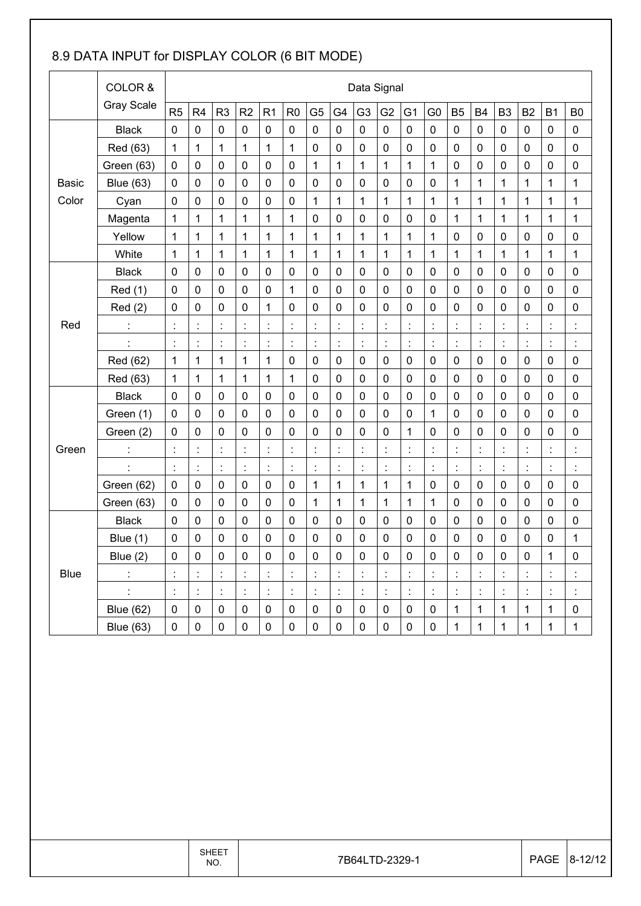## 8.9 DATA INPUT for DISPLAY COLOR (6 BIT MODE)

| | COLOR & Gray Scale | Data Signal | | | | | | | | | | | | | | | | | |
|---|---|---|---|---|---|---|---|---|---|---|---|---|---|---|---|---|---|---|---|
| | | R5 | R4 | R3 | R2 | R1 | R0 | G5 | G4 | G3 | G2 | G1 | G0 | B5 | B4 | B3 | B2 | B1 | B0 |
| Basic Color | Black | 0 | 0 | 0 | 0 | 0 | 0 | 0 | 0 | 0 | 0 | 0 | 0 | 0 | 0 | 0 | 0 | 0 | 0 |
| | Red (63) | 1 | 1 | 1 | 1 | 1 | 1 | 0 | 0 | 0 | 0 | 0 | 0 | 0 | 0 | 0 | 0 | 0 | 0 |
| | Green (63) | 0 | 0 | 0 | 0 | 0 | 0 | 1 | 1 | 1 | 1 | 1 | 1 | 0 | 0 | 0 | 0 | 0 | 0 |
| | Blue (63) | 0 | 0 | 0 | 0 | 0 | 0 | 0 | 0 | 0 | 0 | 0 | 0 | 1 | 1 | 1 | 1 | 1 | 1 |
| | Cyan | 0 | 0 | 0 | 0 | 0 | 0 | 1 | 1 | 1 | 1 | 1 | 1 | 1 | 1 | 1 | 1 | 1 | 1 |
| | Magenta | 1 | 1 | 1 | 1 | 1 | 1 | 0 | 0 | 0 | 0 | 0 | 0 | 1 | 1 | 1 | 1 | 1 | 1 |
| | Yellow | 1 | 1 | 1 | 1 | 1 | 1 | 1 | 1 | 1 | 1 | 1 | 1 | 0 | 0 | 0 | 0 | 0 | 0 |
| | White | 1 | 1 | 1 | 1 | 1 | 1 | 1 | 1 | 1 | 1 | 1 | 1 | 1 | 1 | 1 | 1 | 1 | 1 |
| Red | Black | 0 | 0 | 0 | 0 | 0 | 0 | 0 | 0 | 0 | 0 | 0 | 0 | 0 | 0 | 0 | 0 | 0 | 0 |
| | Red (1) | 0 | 0 | 0 | 0 | 0 | 1 | 0 | 0 | 0 | 0 | 0 | 0 | 0 | 0 | 0 | 0 | 0 | 0 |
| | Red (2) | 0 | 0 | 0 | 0 | 1 | 0 | 0 | 0 | 0 | 0 | 0 | 0 | 0 | 0 | 0 | 0 | 0 | 0 |
| | : | : | : | : | : | : | : | : | : | : | : | : | : | : | : | : | : | : | : |
| | : | : | : | : | : | : | : | : | : | : | : | : | : | : | : | : | : | : | : |
| | Red (62) | 1 | 1 | 1 | 1 | 1 | 0 | 0 | 0 | 0 | 0 | 0 | 0 | 0 | 0 | 0 | 0 | 0 | 0 |
| | Red (63) | 1 | 1 | 1 | 1 | 1 | 1 | 0 | 0 | 0 | 0 | 0 | 0 | 0 | 0 | 0 | 0 | 0 | 0 |
| Green | Black | 0 | 0 | 0 | 0 | 0 | 0 | 0 | 0 | 0 | 0 | 0 | 0 | 0 | 0 | 0 | 0 | 0 | 0 |
| | Green (1) | 0 | 0 | 0 | 0 | 0 | 0 | 0 | 0 | 0 | 0 | 0 | 1 | 0 | 0 | 0 | 0 | 0 | 0 |
| | Green (2) | 0 | 0 | 0 | 0 | 0 | 0 | 0 | 0 | 0 | 0 | 1 | 0 | 0 | 0 | 0 | 0 | 0 | 0 |
| | : | : | : | : | : | : | : | : | : | : | : | : | : | : | : | : | : | : | : |
| | : | : | : | : | : | : | : | : | : | : | : | : | : | : | : | : | : | : | : |
| | Green (62) | 0 | 0 | 0 | 0 | 0 | 0 | 1 | 1 | 1 | 1 | 1 | 0 | 0 | 0 | 0 | 0 | 0 | 0 |
| | Green (63) | 0 | 0 | 0 | 0 | 0 | 0 | 1 | 1 | 1 | 1 | 1 | 1 | 0 | 0 | 0 | 0 | 0 | 0 |
| Blue | Black | 0 | 0 | 0 | 0 | 0 | 0 | 0 | 0 | 0 | 0 | 0 | 0 | 0 | 0 | 0 | 0 | 0 | 0 |
| | Blue (1) | 0 | 0 | 0 | 0 | 0 | 0 | 0 | 0 | 0 | 0 | 0 | 0 | 0 | 0 | 0 | 0 | 0 | 1 |
| | Blue (2) | 0 | 0 | 0 | 0 | 0 | 0 | 0 | 0 | 0 | 0 | 0 | 0 | 0 | 0 | 0 | 0 | 1 | 0 |
| | : | : | : | : | : | : | : | : | : | : | : | : | : | : | : | : | : | : | : |
| | : | : | : | : | : | : | : | : | : | : | : | : | : | : | : | : | : | : | : |
| | Blue (62) | 0 | 0 | 0 | 0 | 0 | 0 | 0 | 0 | 0 | 0 | 0 | 0 | 1 | 1 | 1 | 1 | 1 | 0 |
| | Blue (63) | 0 | 0 | 0 | 0 | 0 | 0 | 0 | 0 | 0 | 0 | 0 | 0 | 1 | 1 | 1 | 1 | 1 | 1 |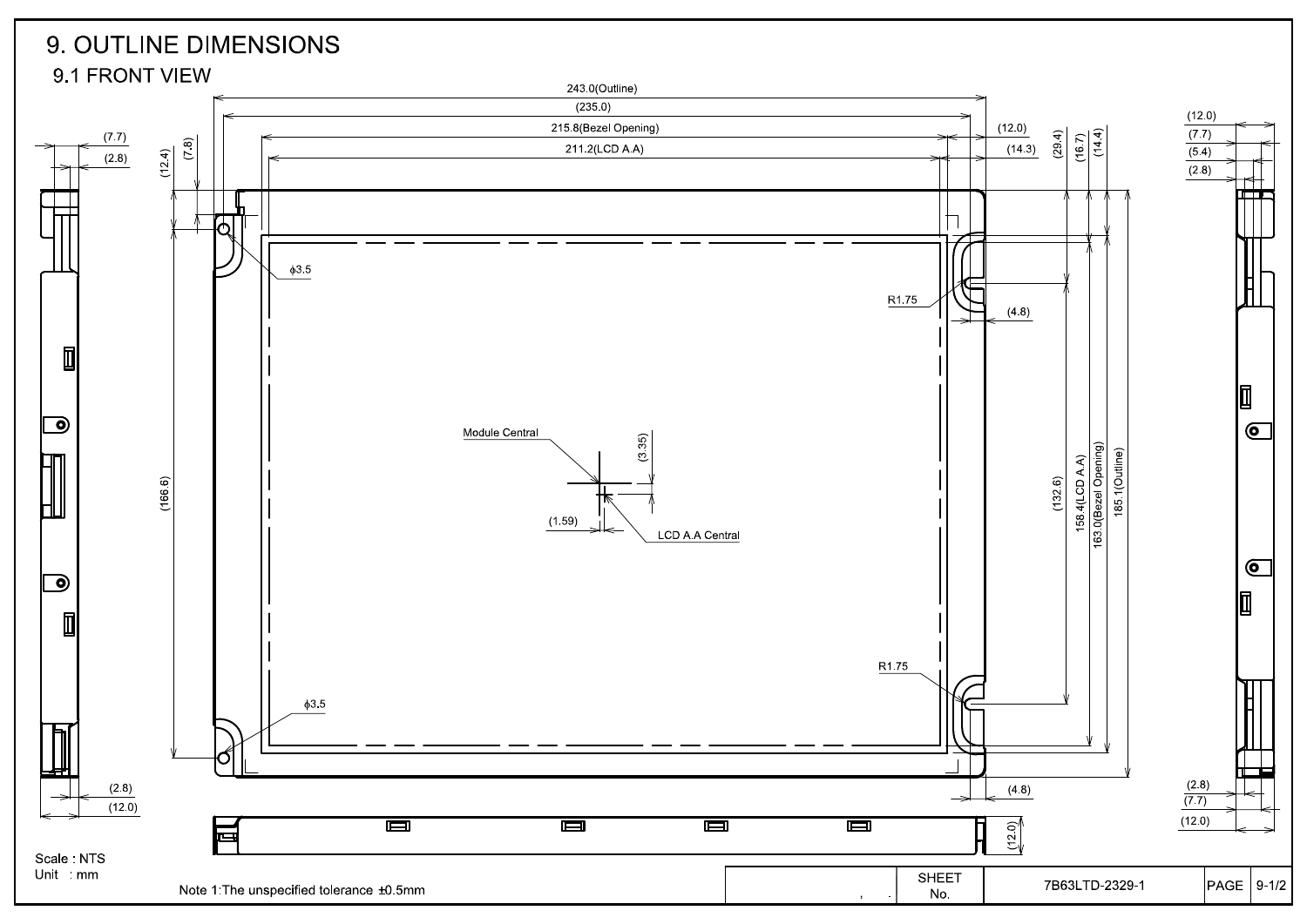# 9. OUTLINE DIMENSIONS

## 9.1 FRONT VIEW

243.0(Outline)
(235.0)
215.8(Bezel Opening)
211.2(LCD A.A)
(12.0)
(14.3)
(29.4)
(16.7)
(14.4)
(12.4)
(7.8)
(7.7)
(2.8)
(5.4)
ϕ3.5
R1.75
(4.8)
Module Central
(3.35)
(1.59)
LCD A.A Central
(166.6)
(132.6)
158.4(LCD A.A)
163.0(Bezel Opening)
185.1(Outline)

Scale : NTS
Unit : mm

Note 1:The unspecified tolerance ±0.5mm

| SHEET No. | 7B63LTD-2329-1 | PAGE | 9-1/2 |
|---|---|---|---|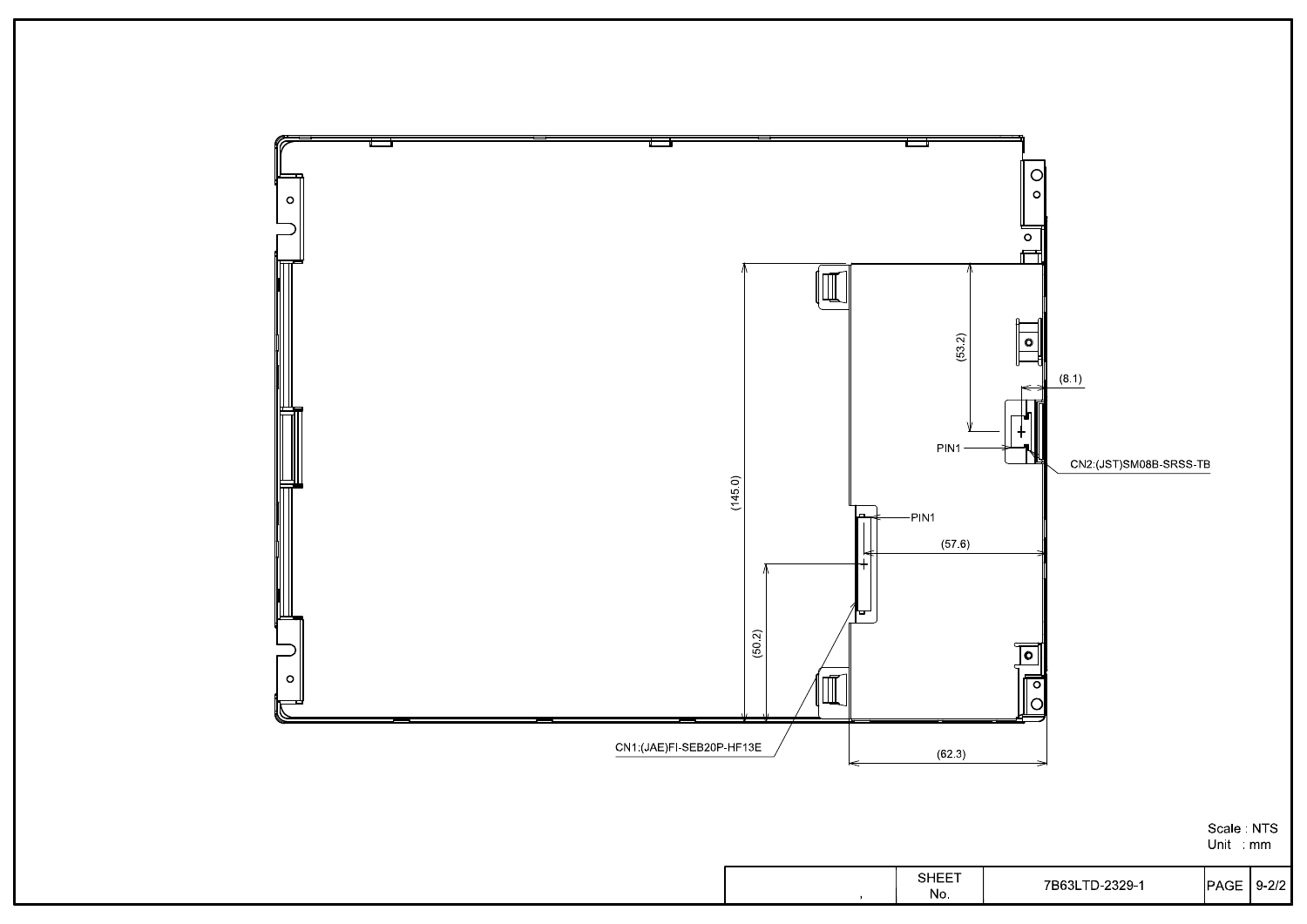(53.2)

(8.1)

PIN1

CN2:(JST)SM08B-SRSS-TB

PIN1

(145.0)

(57.6)

(50.2)

CN1:(JAE)FI-SEB20P-HF13E

(62.3)

Scale : NTS
Unit : mm

| | | | | |
|---|---|---|---|---|
| , | SHEET No. | 7B63LTD-2329-1 | PAGE | 9-2/2 |